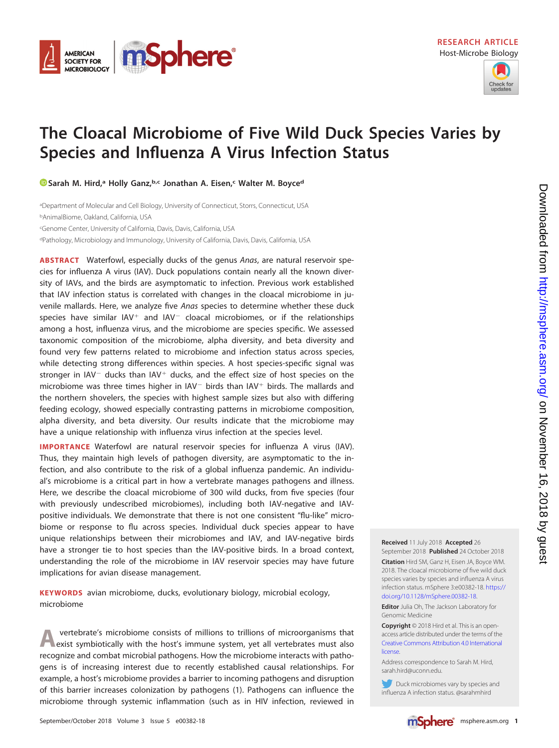RESEARCH ARTICLE
Host-Microbe Biology

# The Cloacal Microbiome of Five Wild Duck Species Varies by Species and Influenza A Virus Infection Status

Sarah M. Hird,[a] Holly Ganz,[b,c] Jonathan A. Eisen,[c] Walter M. Boyce[d]

[a]Department of Molecular and Cell Biology, University of Connecticut, Storrs, Connecticut, USA
[b]AnimalBiome, Oakland, California, USA
[c]Genome Center, University of California, Davis, Davis, California, USA
[d]Pathology, Microbiology and Immunology, University of California, Davis, Davis, California, USA

**ABSTRACT** Waterfowl, especially ducks of the genus *Anas*, are natural reservoir species for influenza A virus (IAV). Duck populations contain nearly all the known diversity of IAVs, and the birds are asymptomatic to infection. Previous work established that IAV infection status is correlated with changes in the cloacal microbiome in juvenile mallards. Here, we analyze five *Anas* species to determine whether these duck species have similar IAV$^{+}$ and IAV$^{-}$ cloacal microbiomes, or if the relationships among a host, influenza virus, and the microbiome are species specific. We assessed taxonomic composition of the microbiome, alpha diversity, and beta diversity and found very few patterns related to microbiome and infection status across species, while detecting strong differences within species. A host species-specific signal was stronger in IAV$^{-}$ ducks than IAV$^{+}$ ducks, and the effect size of host species on the microbiome was three times higher in IAV$^{-}$ birds than IAV$^{+}$ birds. The mallards and the northern shovelers, the species with highest sample sizes but also with differing feeding ecology, showed especially contrasting patterns in microbiome composition, alpha diversity, and beta diversity. Our results indicate that the microbiome may have a unique relationship with influenza virus infection at the species level.

**IMPORTANCE** Waterfowl are natural reservoir species for influenza A virus (IAV). Thus, they maintain high levels of pathogen diversity, are asymptomatic to the infection, and also contribute to the risk of a global influenza pandemic. An individual's microbiome is a critical part in how a vertebrate manages pathogens and illness. Here, we describe the cloacal microbiome of 300 wild ducks, from five species (four with previously undescribed microbiomes), including both IAV-negative and IAV-positive individuals. We demonstrate that there is not one consistent "flu-like" microbiome or response to flu across species. Individual duck species appear to have unique relationships between their microbiomes and IAV, and IAV-negative birds have a stronger tie to host species than the IAV-positive birds. In a broad context, understanding the role of the microbiome in IAV reservoir species may have future implications for avian disease management.

**KEYWORDS** avian microbiome, ducks, evolutionary biology, microbial ecology, microbiome

A vertebrate's microbiome consists of millions to trillions of microorganisms that exist symbiotically with the host's immune system, yet all vertebrates must also recognize and combat microbial pathogens. How the microbiome interacts with pathogens is of increasing interest due to recently established causal relationships. For example, a host's microbiome provides a barrier to incoming pathogens and disruption of this barrier increases colonization by pathogens (1). Pathogens can influence the microbiome through systemic inflammation (such as in HIV infection, reviewed in

**Received** 11 July 2018 **Accepted** 26 September 2018 **Published** 24 October 2018

**Citation** Hird SM, Ganz H, Eisen JA, Boyce WM. 2018. The cloacal microbiome of five wild duck species varies by species and influenza A virus infection status. mSphere 3:e00382-18. https://doi.org/10.1128/mSphere.00382-18.

**Editor** Julia Oh, The Jackson Laboratory for Genomic Medicine

**Copyright** © 2018 Hird et al. This is an open-access article distributed under the terms of the Creative Commons Attribution 4.0 International license.

Address correspondence to Sarah M. Hird, sarah.hird@uconn.edu.

Duck microbiomes vary by species and influenza A infection status. @sarahmhird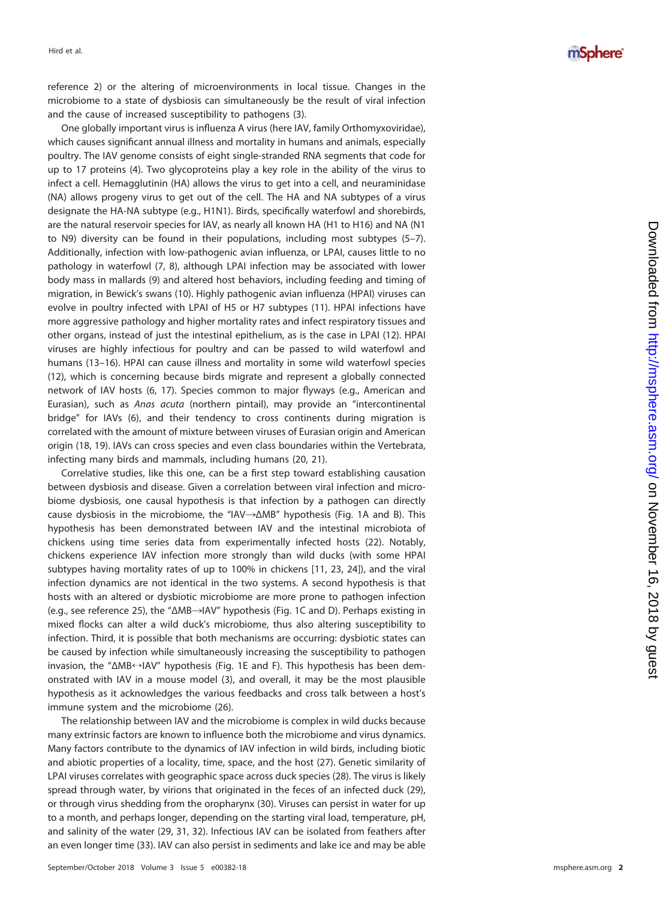reference 2) or the altering of microenvironments in local tissue. Changes in the microbiome to a state of dysbiosis can simultaneously be the result of viral infection and the cause of increased susceptibility to pathogens (3).

One globally important virus is influenza A virus (here IAV, family Orthomyxoviridae), which causes significant annual illness and mortality in humans and animals, especially poultry. The IAV genome consists of eight single-stranded RNA segments that code for up to 17 proteins (4). Two glycoproteins play a key role in the ability of the virus to infect a cell. Hemagglutinin (HA) allows the virus to get into a cell, and neuraminidase (NA) allows progeny virus to get out of the cell. The HA and NA subtypes of a virus designate the HA-NA subtype (e.g., H1N1). Birds, specifically waterfowl and shorebirds, are the natural reservoir species for IAV, as nearly all known HA (H1 to H16) and NA (N1 to N9) diversity can be found in their populations, including most subtypes (5–7). Additionally, infection with low-pathogenic avian influenza, or LPAI, causes little to no pathology in waterfowl (7, 8), although LPAI infection may be associated with lower body mass in mallards (9) and altered host behaviors, including feeding and timing of migration, in Bewick's swans (10). Highly pathogenic avian influenza (HPAI) viruses can evolve in poultry infected with LPAI of H5 or H7 subtypes (11). HPAI infections have more aggressive pathology and higher mortality rates and infect respiratory tissues and other organs, instead of just the intestinal epithelium, as is the case in LPAI (12). HPAI viruses are highly infectious for poultry and can be passed to wild waterfowl and humans (13–16). HPAI can cause illness and mortality in some wild waterfowl species (12), which is concerning because birds migrate and represent a globally connected network of IAV hosts (6, 17). Species common to major flyways (e.g., American and Eurasian), such as *Anas acuta* (northern pintail), may provide an "intercontinental bridge" for IAVs (6), and their tendency to cross continents during migration is correlated with the amount of mixture between viruses of Eurasian origin and American origin (18, 19). IAVs can cross species and even class boundaries within the Vertebrata, infecting many birds and mammals, including humans (20, 21).

Correlative studies, like this one, can be a first step toward establishing causation between dysbiosis and disease. Given a correlation between viral infection and microbiome dysbiosis, one causal hypothesis is that infection by a pathogen can directly cause dysbiosis in the microbiome, the "IAV→ΔMB" hypothesis (Fig. 1A and B). This hypothesis has been demonstrated between IAV and the intestinal microbiota of chickens using time series data from experimentally infected hosts (22). Notably, chickens experience IAV infection more strongly than wild ducks (with some HPAI subtypes having mortality rates of up to 100% in chickens [11, 23, 24]), and the viral infection dynamics are not identical in the two systems. A second hypothesis is that hosts with an altered or dysbiotic microbiome are more prone to pathogen infection (e.g., see reference 25), the "ΔMB→IAV" hypothesis (Fig. 1C and D). Perhaps existing in mixed flocks can alter a wild duck's microbiome, thus also altering susceptibility to infection. Third, it is possible that both mechanisms are occurring: dysbiotic states can be caused by infection while simultaneously increasing the susceptibility to pathogen invasion, the "ΔMB↔IAV" hypothesis (Fig. 1E and F). This hypothesis has been demonstrated with IAV in a mouse model (3), and overall, it may be the most plausible hypothesis as it acknowledges the various feedbacks and cross talk between a host's immune system and the microbiome (26).

The relationship between IAV and the microbiome is complex in wild ducks because many extrinsic factors are known to influence both the microbiome and virus dynamics. Many factors contribute to the dynamics of IAV infection in wild birds, including biotic and abiotic properties of a locality, time, space, and the host (27). Genetic similarity of LPAI viruses correlates with geographic space across duck species (28). The virus is likely spread through water, by virions that originated in the feces of an infected duck (29), or through virus shedding from the oropharynx (30). Viruses can persist in water for up to a month, and perhaps longer, depending on the starting viral load, temperature, pH, and salinity of the water (29, 31, 32). Infectious IAV can be isolated from feathers after an even longer time (33). IAV can also persist in sediments and lake ice and may be able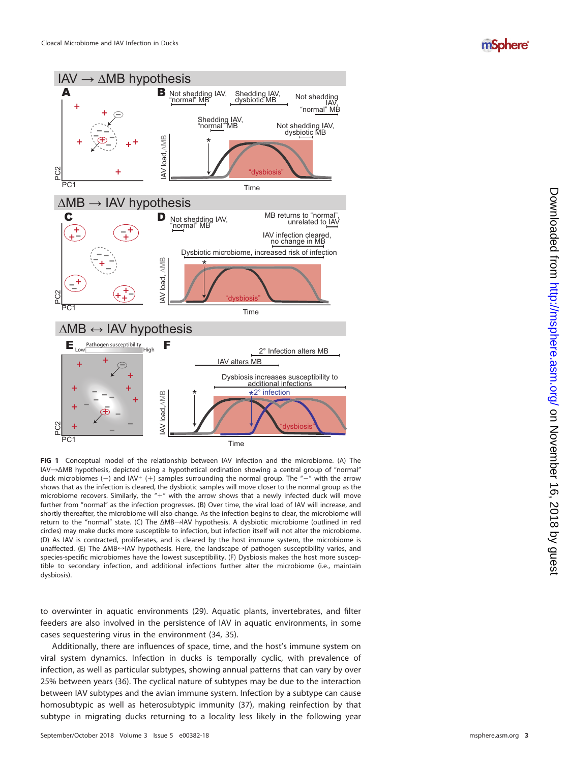**FIG 1** Conceptual model of the relationship between IAV infection and the microbiome. (A) The IAV→ΔMB hypothesis, depicted using a hypothetical ordination showing a central group of "normal" duck microbiomes (−) and IAV+ (+) samples surrounding the normal group. The "−" with the arrow shows that as the infection is cleared, the dysbiotic samples will move closer to the normal group as the microbiome recovers. Similarly, the "+" with the arrow shows that a newly infected duck will move further from "normal" as the infection progresses. (B) Over time, the viral load of IAV will increase, and shortly thereafter, the microbiome will also change. As the infection begins to clear, the microbiome will return to the "normal" state. (C) The ΔMB→IAV hypothesis. A dysbiotic microbiome (outlined in red circles) may make ducks more susceptible to infection, but infection itself will not alter the microbiome. (D) As IAV is contracted, proliferates, and is cleared by the host immune system, the microbiome is unaffected. (E) The ΔMB↔IAV hypothesis. Here, the landscape of pathogen susceptibility varies, and species-specific microbiomes have the lowest susceptibility. (F) Dysbiosis makes the host more susceptible to secondary infection, and additional infections further alter the microbiome (i.e., maintain dysbiosis).

to overwinter in aquatic environments (29). Aquatic plants, invertebrates, and filter feeders are also involved in the persistence of IAV in aquatic environments, in some cases sequestering virus in the environment (34, 35).

Additionally, there are influences of space, time, and the host's immune system on viral system dynamics. Infection in ducks is temporally cyclic, with prevalence of infection, as well as particular subtypes, showing annual patterns that can vary by over 25% between years (36). The cyclical nature of subtypes may be due to the interaction between IAV subtypes and the avian immune system. Infection by a subtype can cause homosubtypic as well as heterosubtypic immunity (37), making reinfection by that subtype in migrating ducks returning to a locality less likely in the following year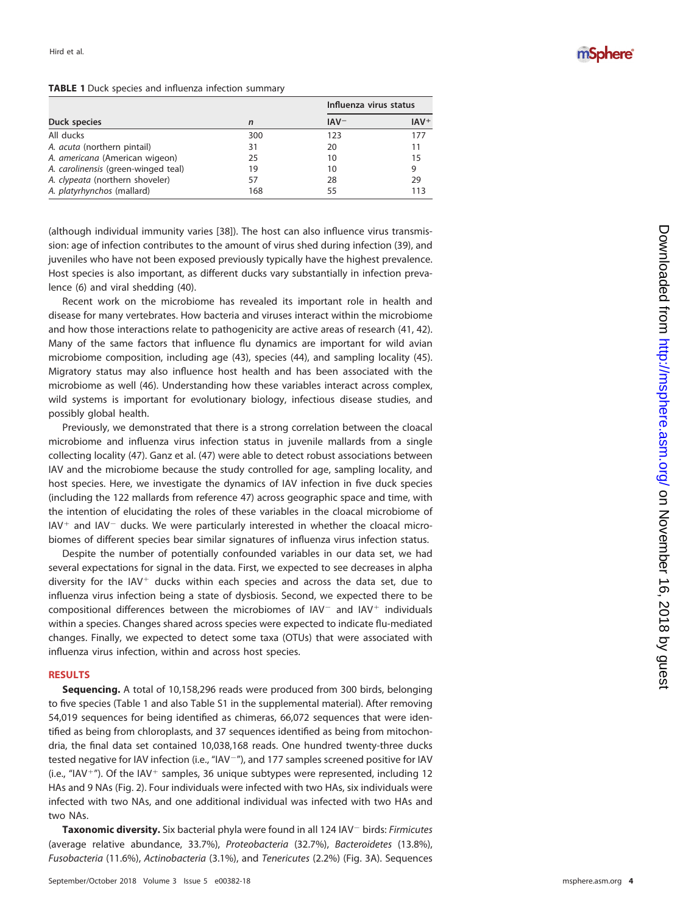**TABLE 1** Duck species and influenza infection summary

| Duck species | *n* | Influenza virus status | |
|---|---|---|---|
| | | IAV$^-$ | IAV$^+$ |
| All ducks | 300 | 123 | 177 |
| *A. acuta* (northern pintail) | 31 | 20 | 11 |
| *A. americana* (American wigeon) | 25 | 10 | 15 |
| *A. carolinensis* (green-winged teal) | 19 | 10 | 9 |
| *A. clypeata* (northern shoveler) | 57 | 28 | 29 |
| *A. platyrhynchos* (mallard) | 168 | 55 | 113 |

(although individual immunity varies [38]). The host can also influence virus transmission: age of infection contributes to the amount of virus shed during infection (39), and juveniles who have not been exposed previously typically have the highest prevalence. Host species is also important, as different ducks vary substantially in infection prevalence (6) and viral shedding (40).

Recent work on the microbiome has revealed its important role in health and disease for many vertebrates. How bacteria and viruses interact within the microbiome and how those interactions relate to pathogenicity are active areas of research (41, 42). Many of the same factors that influence flu dynamics are important for wild avian microbiome composition, including age (43), species (44), and sampling locality (45). Migratory status may also influence host health and has been associated with the microbiome as well (46). Understanding how these variables interact across complex, wild systems is important for evolutionary biology, infectious disease studies, and possibly global health.

Previously, we demonstrated that there is a strong correlation between the cloacal microbiome and influenza virus infection status in juvenile mallards from a single collecting locality (47). Ganz et al. (47) were able to detect robust associations between IAV and the microbiome because the study controlled for age, sampling locality, and host species. Here, we investigate the dynamics of IAV infection in five duck species (including the 122 mallards from reference 47) across geographic space and time, with the intention of elucidating the roles of these variables in the cloacal microbiome of IAV$^+$ and IAV$^-$ ducks. We were particularly interested in whether the cloacal microbiomes of different species bear similar signatures of influenza virus infection status.

Despite the number of potentially confounded variables in our data set, we had several expectations for signal in the data. First, we expected to see decreases in alpha diversity for the IAV$^+$ ducks within each species and across the data set, due to influenza virus infection being a state of dysbiosis. Second, we expected there to be compositional differences between the microbiomes of IAV$^-$ and IAV$^+$ individuals within a species. Changes shared across species were expected to indicate flu-mediated changes. Finally, we expected to detect some taxa (OTUs) that were associated with influenza virus infection, within and across host species.

## RESULTS

**Sequencing.** A total of 10,158,296 reads were produced from 300 birds, belonging to five species (Table 1 and also Table S1 in the supplemental material). After removing 54,019 sequences for being identified as chimeras, 66,072 sequences that were identified as being from chloroplasts, and 37 sequences identified as being from mitochondria, the final data set contained 10,038,168 reads. One hundred twenty-three ducks tested negative for IAV infection (i.e., "IAV$^-$"), and 177 samples screened positive for IAV (i.e., "IAV$^+$"). Of the IAV$^+$ samples, 36 unique subtypes were represented, including 12 HAs and 9 NAs (Fig. 2). Four individuals were infected with two HAs, six individuals were infected with two NAs, and one additional individual was infected with two HAs and two NAs.

**Taxonomic diversity.** Six bacterial phyla were found in all 124 IAV$^-$ birds: *Firmicutes* (average relative abundance, 33.7%), *Proteobacteria* (32.7%), *Bacteroidetes* (13.8%), *Fusobacteria* (11.6%), *Actinobacteria* (3.1%), and *Tenericutes* (2.2%) (Fig. 3A). Sequences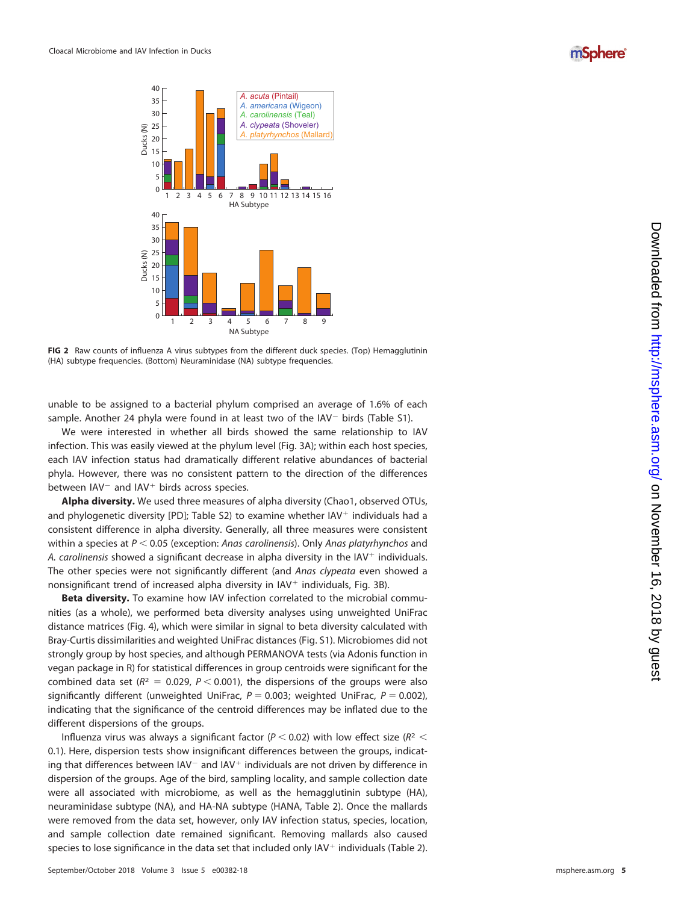FIG 2 Raw counts of influenza A virus subtypes from the different duck species. (Top) Hemagglutinin (HA) subtype frequencies. (Bottom) Neuraminidase (NA) subtype frequencies.

unable to be assigned to a bacterial phylum comprised an average of 1.6% of each sample. Another 24 phyla were found in at least two of the IAV$^-$ birds (Table S1).

We were interested in whether all birds showed the same relationship to IAV infection. This was easily viewed at the phylum level (Fig. 3A); within each host species, each IAV infection status had dramatically different relative abundances of bacterial phyla. However, there was no consistent pattern to the direction of the differences between IAV$^-$ and IAV$^+$ birds across species.

**Alpha diversity.** We used three measures of alpha diversity (Chao1, observed OTUs, and phylogenetic diversity [PD]; Table S2) to examine whether IAV$^+$ individuals had a consistent difference in alpha diversity. Generally, all three measures were consistent within a species at $P < 0.05$ (exception: *Anas carolinensis*). Only *Anas platyrhynchos* and *A. carolinensis* showed a significant decrease in alpha diversity in the IAV$^+$ individuals. The other species were not significantly different (and *Anas clypeata* even showed a nonsignificant trend of increased alpha diversity in IAV$^+$ individuals, Fig. 3B).

**Beta diversity.** To examine how IAV infection correlated to the microbial communities (as a whole), we performed beta diversity analyses using unweighted UniFrac distance matrices (Fig. 4), which were similar in signal to beta diversity calculated with Bray-Curtis dissimilarities and weighted UniFrac distances (Fig. S1). Microbiomes did not strongly group by host species, and although PERMANOVA tests (via Adonis function in vegan package in R) for statistical differences in group centroids were significant for the combined data set ($R^2 = 0.029$, $P < 0.001$), the dispersions of the groups were also significantly different (unweighted UniFrac, $P = 0.003$; weighted UniFrac, $P = 0.002$), indicating that the significance of the centroid differences may be inflated due to the different dispersions of the groups.

Influenza virus was always a significant factor ($P < 0.02$) with low effect size ($R^2 < 0.1$). Here, dispersion tests show insignificant differences between the groups, indicating that differences between IAV$^-$ and IAV$^+$ individuals are not driven by difference in dispersion of the groups. Age of the bird, sampling locality, and sample collection date were all associated with microbiome, as well as the hemagglutinin subtype (HA), neuraminidase subtype (NA), and HA-NA subtype (HANA, Table 2). Once the mallards were removed from the data set, however, only IAV infection status, species, location, and sample collection date remained significant. Removing mallards also caused species to lose significance in the data set that included only IAV$^+$ individuals (Table 2).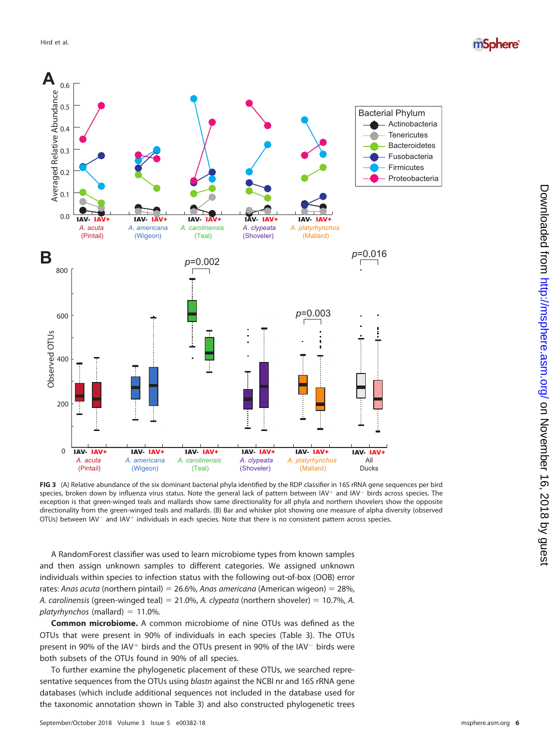**FIG 3** (A) Relative abundance of the six dominant bacterial phyla identified by the RDP classifier in 16S rRNA gene sequences per bird species, broken down by influenza virus status. Note the general lack of pattern between IAV+ and IAV− birds across species. The exception is that green-winged teals and mallards show same directionality for all phyla and northern shovelers show the opposite directionality from the green-winged teals and mallards. (B) Bar and whisker plot showing one measure of alpha diversity (observed OTUs) between IAV− and IAV+ individuals in each species. Note that there is no consistent pattern across species.

A RandomForest classifier was used to learn microbiome types from known samples and then assign unknown samples to different categories. We assigned unknown individuals within species to infection status with the following out-of-box (OOB) error rates: *Anas acuta* (northern pintail) = 26.6%, *Anas americana* (American wigeon) = 28%, *A. carolinensis* (green-winged teal) = 21.0%, *A. clypeata* (northern shoveler) = 10.7%, *A. platyrhynchos* (mallard) = 11.0%.

**Common microbiome.** A common microbiome of nine OTUs was defined as the OTUs that were present in 90% of individuals in each species (Table 3). The OTUs present in 90% of the IAV+ birds and the OTUs present in 90% of the IAV− birds were both subsets of the OTUs found in 90% of all species.

To further examine the phylogenetic placement of these OTUs, we searched representative sequences from the OTUs using *blastn* against the NCBI nr and 16S rRNA gene databases (which include additional sequences not included in the database used for the taxonomic annotation shown in Table 3) and also constructed phylogenetic trees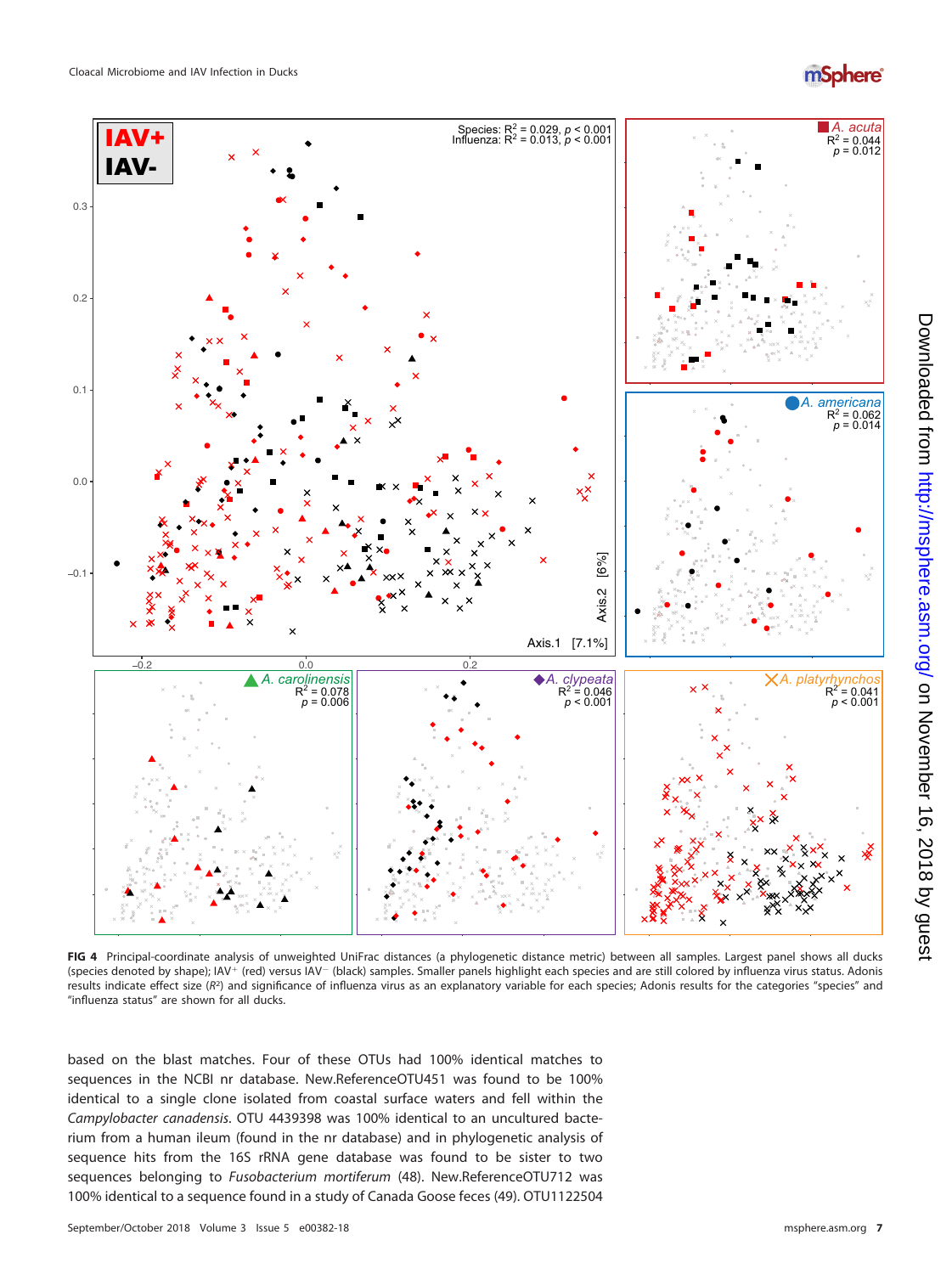FIG 4 Principal-coordinate analysis of unweighted UniFrac distances (a phylogenetic distance metric) between all samples. Largest panel shows all ducks (species denoted by shape); IAV+ (red) versus IAV− (black) samples. Smaller panels highlight each species and are still colored by influenza virus status. Adonis results indicate effect size ($R^2$) and significance of influenza virus as an explanatory variable for each species; Adonis results for the categories "species" and "influenza status" are shown for all ducks.

based on the blast matches. Four of these OTUs had 100% identical matches to sequences in the NCBI nr database. New.ReferenceOTU451 was found to be 100% identical to a single clone isolated from coastal surface waters and fell within the *Campylobacter canadensis*. OTU 4439398 was 100% identical to an uncultured bacterium from a human ileum (found in the nr database) and in phylogenetic analysis of sequence hits from the 16S rRNA gene database was found to be sister to two sequences belonging to *Fusobacterium mortiferum* (48). New.ReferenceOTU712 was 100% identical to a sequence found in a study of Canada Goose feces (49). OTU1122504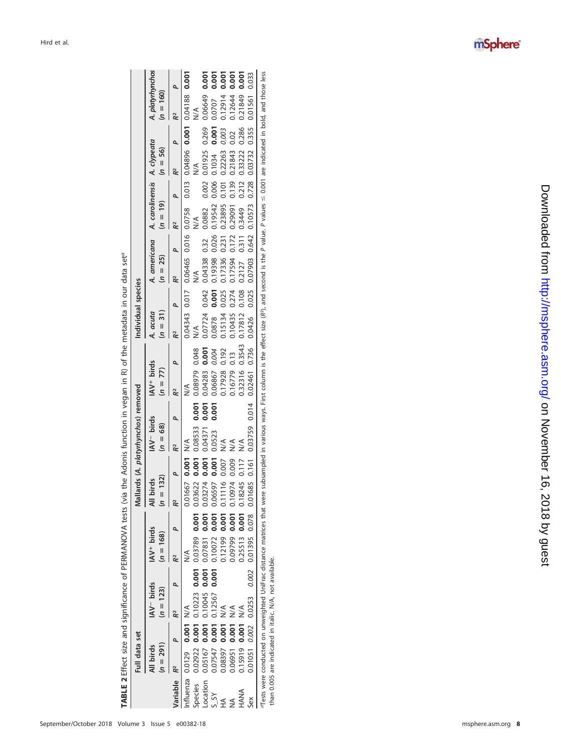**TABLE 2** Effect size and significance of PERMANOVA tests (via the Adonis function in vegan in R) of the metadata in our data set[a]

| | Full data set | | | | | | Mallards (*A. platyrhynchos*) removed | | | | | | Individual species | | | | | | | | | |
|---|---|---|---|---|---|---|---|---|---|---|---|---|---|---|---|---|---|---|---|---|---|---|
| | All birds (*n* = 291) | | IAV− birds (*n* = 123) | | IAV+ birds (*n* = 168) | | All birds (*n* = 132) | | IAV− birds (*n* = 68) | | IAV+ birds (*n* = 77) | | *A. acuta* (*n* = 31) | | *A. americana* (*n* = 25) | | *A. carolinensis* (*n* = 19) | | *A. clypeata* (*n* = 56) | | *A. platyrhynchos* (*n* = 160) | |
| Variable | $R^2$ | *P* | $R^2$ | *P* | $R^2$ | *P* | $R^2$ | *P* | $R^2$ | *P* | $R^2$ | *P* | $R^2$ | *P* | $R^2$ | *P* | $R^2$ | *P* | $R^2$ | *P* | $R^2$ | *P* |
| Influenza | 0.0129 | **0.001** | N/A | | N/A | | 0.01667 | **0.001** | N/A | | N/A | | 0.04343 | 0.017 | 0.06465 | 0.016 | 0.0758 | 0.013 | 0.04896 | **0.001** | 0.04188 | **0.001** |
| Species | 0.02922 | **0.001** | 0.10223 | **0.001** | 0.03789 | **0.001** | 0.03622 | **0.001** | 0.08533 | **0.001** | 0.08979 | 0.048 | N/A | | N/A | | N/A | | N/A | | N/A | |
| Location | 0.05167 | **0.001** | 0.10045 | **0.001** | 0.07831 | **0.001** | 0.03274 | **0.001** | 0.04371 | **0.001** | 0.04283 | **0.001** | 0.07724 | 0.042 | 0.04338 | 0.32 | 0.0882 | *0.002* | 0.01925 | 0.269 | 0.06649 | **0.001** |
| S_SY | 0.07547 | **0.001** | 0.12567 | **0.001** | 0.10072 | **0.001** | 0.06597 | **0.001** | 0.0523 | **0.001** | 0.06867 | *0.004* | 0.0878 | **0.001** | 0.19398 | 0.026 | 0.19542 | 0.006 | 0.1034 | **0.001** | 0.0707 | **0.001** |
| HA | 0.08397 | **0.001** | N/A | | 0.12199 | **0.001** | 0.11116 | 0.007 | N/A | | 0.17928 | 0.192 | 0.15134 | 0.025 | 0.17336 | 0.231 | 0.23895 | 0.101 | 0.22263 | *0.003* | 0.12914 | **0.001** |
| NA | 0.06951 | **0.001** | N/A | | 0.09799 | **0.001** | 0.10974 | 0.009 | N/A | | 0.16779 | 0.13 | 0.10435 | 0.274 | 0.17594 | 0.172 | 0.29091 | 0.139 | 0.21843 | 0.02 | 0.12644 | **0.001** |
| HANA | 0.15919 | **0.001** | N/A | | 0.25513 | **0.001** | 0.18245 | 0.117 | N/A | | 0.32316 | 0.3543 | 0.17812 | 0.108 | 0.2127 | 0.311 | 0.3449 | 0.212 | 0.33222 | 0.286 | 0.21849 | **0.001** |
| Sex | 0.01051 | *0.002* | 0.0253 | *0.002* | 0.01395 | 0.078 | 0.01685 | 0.161 | 0.03759 | 0.014 | 0.02461 | 0.736 | 0.0426 | 0.025 | 0.07903 | 0.642 | 0.10573 | 0.728 | 0.03732 | 0.355 | 0.01561 | 0.033 |

[a]Tests were conducted on unweighted UniFrac distance matrices that were subsampled in various ways. First column is the effect size ($R^2$), and second is the *P* value. *P* values ≤ 0.001 are indicated in bold, and those less than 0.005 are indicated in italic. N/A, not available.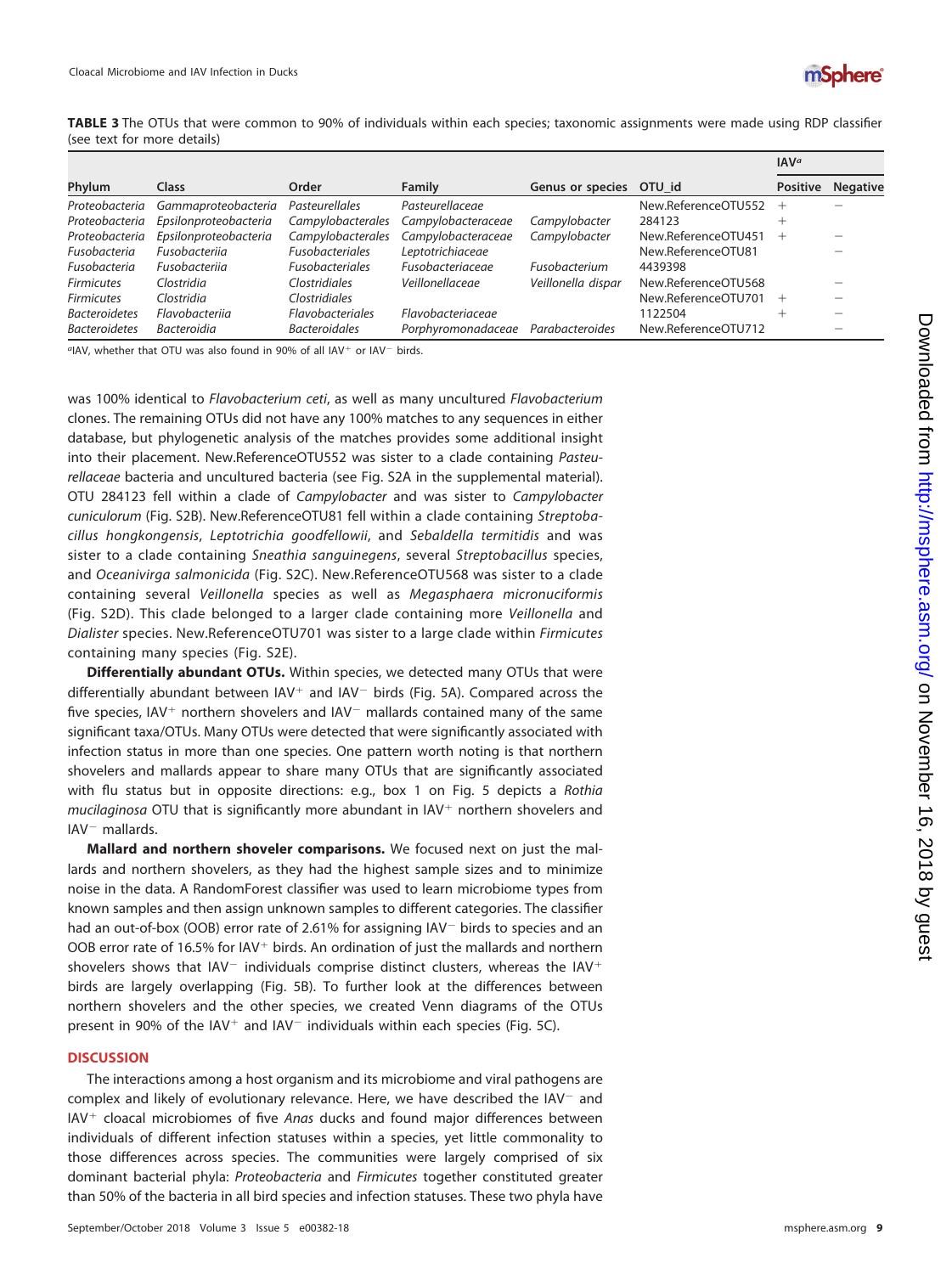**TABLE 3** The OTUs that were common to 90% of individuals within each species; taxonomic assignments were made using RDP classifier (see text for more details)

| Phylum | Class | Order | Family | Genus or species | OTU_id | IAV[a] | |
|---|---|---|---|---|---|---|---|
| | | | | | | Positive | Negative |
| *Proteobacteria* | *Gammaproteobacteria* | *Pasteurellales* | *Pasteurellaceae* | | New.ReferenceOTU552 | + | − |
| *Proteobacteria* | *Epsilonproteobacteria* | *Campylobacterales* | *Campylobacteraceae* | *Campylobacter* | 284123 | + | |
| *Proteobacteria* | *Epsilonproteobacteria* | *Campylobacterales* | *Campylobacteraceae* | *Campylobacter* | New.ReferenceOTU451 | + | − |
| *Fusobacteria* | *Fusobacteriia* | *Fusobacteriales* | *Leptotrichiaceae* | | New.ReferenceOTU81 | | − |
| *Fusobacteria* | *Fusobacteriia* | *Fusobacteriales* | *Fusobacteriaceae* | *Fusobacterium* | 4439398 | | |
| *Firmicutes* | *Clostridia* | *Clostridiales* | *Veillonellaceae* | *Veillonella dispar* | New.ReferenceOTU568 | | − |
| *Firmicutes* | *Clostridia* | *Clostridiales* | | | New.ReferenceOTU701 | + | − |
| *Bacteroidetes* | *Flavobacteriia* | *Flavobacteriales* | *Flavobacteriaceae* | | 1122504 | + | − |
| *Bacteroidetes* | *Bacteroidia* | *Bacteroidales* | *Porphyromonadaceae* | *Parabacteroides* | New.ReferenceOTU712 | | − |

[a]IAV, whether that OTU was also found in 90% of all IAV$^+$ or IAV$^-$ birds.

was 100% identical to *Flavobacterium ceti*, as well as many uncultured *Flavobacterium* clones. The remaining OTUs did not have any 100% matches to any sequences in either database, but phylogenetic analysis of the matches provides some additional insight into their placement. New.ReferenceOTU552 was sister to a clade containing *Pasteurellaceae* bacteria and uncultured bacteria (see Fig. S2A in the supplemental material). OTU 284123 fell within a clade of *Campylobacter* and was sister to *Campylobacter cuniculorum* (Fig. S2B). New.ReferenceOTU81 fell within a clade containing *Streptobacillus hongkongensis*, *Leptotrichia goodfellowii*, and *Sebaldella termitidis* and was sister to a clade containing *Sneathia sanguinegens*, several *Streptobacillus* species, and *Oceanivirga salmonicida* (Fig. S2C). New.ReferenceOTU568 was sister to a clade containing several *Veillonella* species as well as *Megasphaera micronuciformis* (Fig. S2D). This clade belonged to a larger clade containing more *Veillonella* and *Dialister* species. New.ReferenceOTU701 was sister to a large clade within *Firmicutes* containing many species (Fig. S2E).

**Differentially abundant OTUs.** Within species, we detected many OTUs that were differentially abundant between IAV$^+$ and IAV$^-$ birds (Fig. 5A). Compared across the five species, IAV$^+$ northern shovelers and IAV$^-$ mallards contained many of the same significant taxa/OTUs. Many OTUs were detected that were significantly associated with infection status in more than one species. One pattern worth noting is that northern shovelers and mallards appear to share many OTUs that are significantly associated with flu status but in opposite directions: e.g., box 1 on Fig. 5 depicts a *Rothia mucilaginosa* OTU that is significantly more abundant in IAV$^+$ northern shovelers and IAV$^-$ mallards.

**Mallard and northern shoveler comparisons.** We focused next on just the mallards and northern shovelers, as they had the highest sample sizes and to minimize noise in the data. A RandomForest classifier was used to learn microbiome types from known samples and then assign unknown samples to different categories. The classifier had an out-of-box (OOB) error rate of 2.61% for assigning IAV$^-$ birds to species and an OOB error rate of 16.5% for IAV$^+$ birds. An ordination of just the mallards and northern shovelers shows that IAV$^-$ individuals comprise distinct clusters, whereas the IAV$^+$ birds are largely overlapping (Fig. 5B). To further look at the differences between northern shovelers and the other species, we created Venn diagrams of the OTUs present in 90% of the IAV$^+$ and IAV$^-$ individuals within each species (Fig. 5C).

## DISCUSSION

The interactions among a host organism and its microbiome and viral pathogens are complex and likely of evolutionary relevance. Here, we have described the IAV$^-$ and IAV$^+$ cloacal microbiomes of five *Anas* ducks and found major differences between individuals of different infection statuses within a species, yet little commonality to those differences across species. The communities were largely comprised of six dominant bacterial phyla: *Proteobacteria* and *Firmicutes* together constituted greater than 50% of the bacteria in all bird species and infection statuses. These two phyla have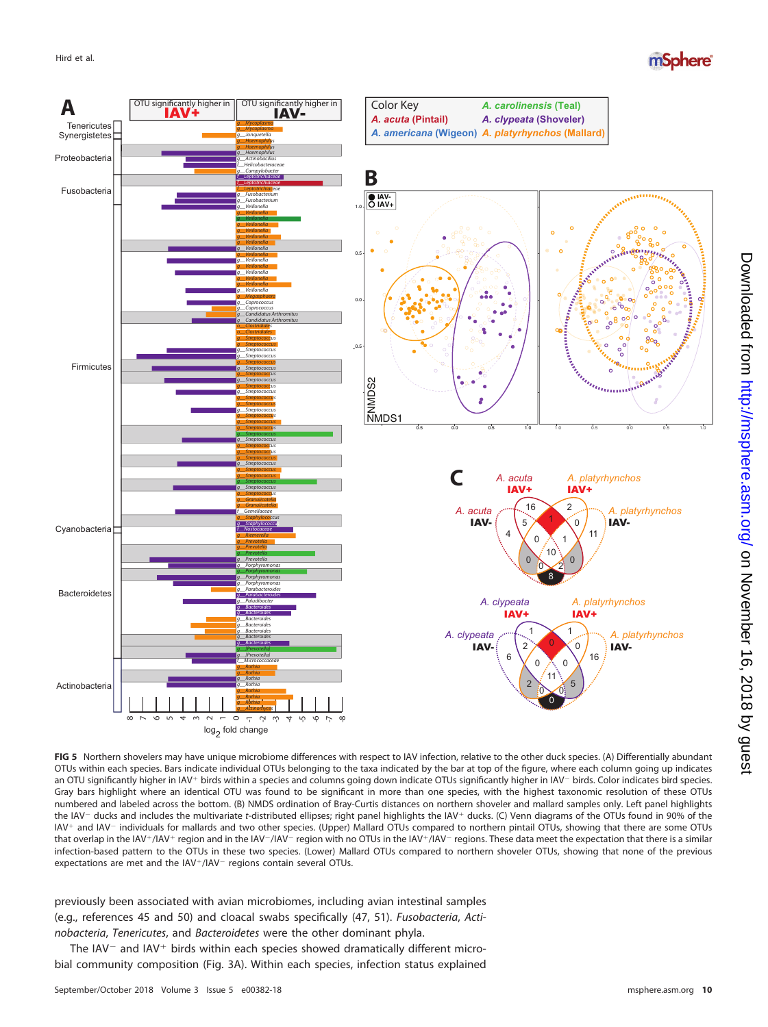**FIG 5** Northern shovelers may have unique microbiome differences with respect to IAV infection, relative to the other duck species. (A) Differentially abundant OTUs within each species. Bars indicate individual OTUs belonging to the taxa indicated by the bar at top of the figure, where each column going up indicates an OTU significantly higher in IAV+ birds within a species and columns going down indicate OTUs significantly higher in IAV− birds. Color indicates bird species. Gray bars highlight where an identical OTU was found to be significant in more than one species, with the highest taxonomic resolution of these OTUs numbered and labeled across the bottom. (B) NMDS ordination of Bray-Curtis distances on northern shoveler and mallard samples only. Left panel highlights the IAV− ducks and includes the multivariate *t*-distributed ellipses; right panel highlights the IAV+ ducks. (C) Venn diagrams of the OTUs found in 90% of the IAV+ and IAV− individuals for mallards and two other species. (Upper) Mallard OTUs compared to northern pintail OTUs, showing that there are some OTUs that overlap in the IAV+/IAV+ region and in the IAV−/IAV− region with no OTUs in the IAV+/IAV− regions. These data meet the expectation that there is a similar infection-based pattern to the OTUs in these two species. (Lower) Mallard OTUs compared to northern shoveler OTUs, showing that none of the previous expectations are met and the IAV+/IAV− regions contain several OTUs.

previously been associated with avian microbiomes, including avian intestinal samples (e.g., references 45 and 50) and cloacal swabs specifically (47, 51). *Fusobacteria*, *Actinobacteria*, *Tenericutes*, and *Bacteroidetes* were the other dominant phyla.

The IAV− and IAV+ birds within each species showed dramatically different microbial community composition (Fig. 3A). Within each species, infection status explained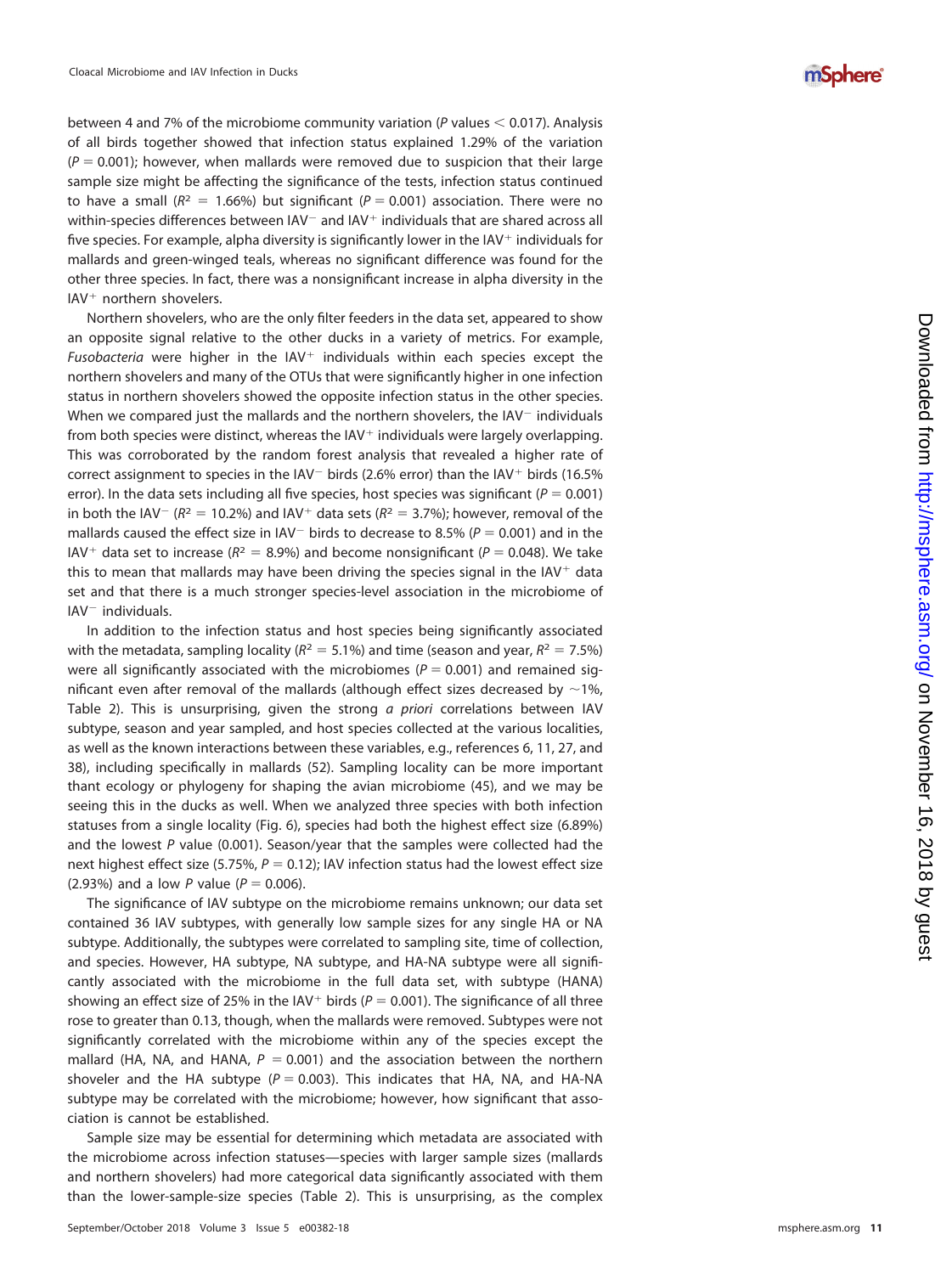between 4 and 7% of the microbiome community variation ($P$ values $< 0.017$). Analysis of all birds together showed that infection status explained 1.29% of the variation ($P = 0.001$); however, when mallards were removed due to suspicion that their large sample size might be affecting the significance of the tests, infection status continued to have a small ($R^2 = 1.66\%$) but significant ($P = 0.001$) association. There were no within-species differences between IAV$^-$ and IAV$^+$ individuals that are shared across all five species. For example, alpha diversity is significantly lower in the IAV$^+$ individuals for mallards and green-winged teals, whereas no significant difference was found for the other three species. In fact, there was a nonsignificant increase in alpha diversity in the IAV$^+$ northern shovelers.

Northern shovelers, who are the only filter feeders in the data set, appeared to show an opposite signal relative to the other ducks in a variety of metrics. For example, *Fusobacteria* were higher in the IAV$^+$ individuals within each species except the northern shovelers and many of the OTUs that were significantly higher in one infection status in northern shovelers showed the opposite infection status in the other species. When we compared just the mallards and the northern shovelers, the IAV$^-$ individuals from both species were distinct, whereas the IAV$^+$ individuals were largely overlapping. This was corroborated by the random forest analysis that revealed a higher rate of correct assignment to species in the IAV$^-$ birds (2.6% error) than the IAV$^+$ birds (16.5% error). In the data sets including all five species, host species was significant ($P = 0.001$) in both the IAV$^-$ ($R^2 = 10.2\%$) and IAV$^+$ data sets ($R^2 = 3.7\%$); however, removal of the mallards caused the effect size in IAV$^-$ birds to decrease to 8.5% ($P = 0.001$) and in the IAV$^+$ data set to increase ($R^2 = 8.9\%$) and become nonsignificant ($P = 0.048$). We take this to mean that mallards may have been driving the species signal in the IAV$^+$ data set and that there is a much stronger species-level association in the microbiome of IAV$^-$ individuals.

In addition to the infection status and host species being significantly associated with the metadata, sampling locality ($R^2 = 5.1\%$) and time (season and year, $R^2 = 7.5\%$) were all significantly associated with the microbiomes ($P = 0.001$) and remained significant even after removal of the mallards (although effect sizes decreased by ~1%, Table 2). This is unsurprising, given the strong *a priori* correlations between IAV subtype, season and year sampled, and host species collected at the various localities, as well as the known interactions between these variables, e.g., references 6, 11, 27, and 38), including specifically in mallards (52). Sampling locality can be more important thant ecology or phylogeny for shaping the avian microbiome (45), and we may be seeing this in the ducks as well. When we analyzed three species with both infection statuses from a single locality (Fig. 6), species had both the highest effect size (6.89%) and the lowest $P$ value (0.001). Season/year that the samples were collected had the next highest effect size (5.75%, $P = 0.12$); IAV infection status had the lowest effect size (2.93%) and a low $P$ value ($P = 0.006$).

The significance of IAV subtype on the microbiome remains unknown; our data set contained 36 IAV subtypes, with generally low sample sizes for any single HA or NA subtype. Additionally, the subtypes were correlated to sampling site, time of collection, and species. However, HA subtype, NA subtype, and HA-NA subtype were all significantly associated with the microbiome in the full data set, with subtype (HANA) showing an effect size of 25% in the IAV$^+$ birds ($P = 0.001$). The significance of all three rose to greater than 0.13, though, when the mallards were removed. Subtypes were not significantly correlated with the microbiome within any of the species except the mallard (HA, NA, and HANA, $P = 0.001$) and the association between the northern shoveler and the HA subtype ($P = 0.003$). This indicates that HA, NA, and HA-NA subtype may be correlated with the microbiome; however, how significant that association is cannot be established.

Sample size may be essential for determining which metadata are associated with the microbiome across infection statuses—species with larger sample sizes (mallards and northern shovelers) had more categorical data significantly associated with them than the lower-sample-size species (Table 2). This is unsurprising, as the complex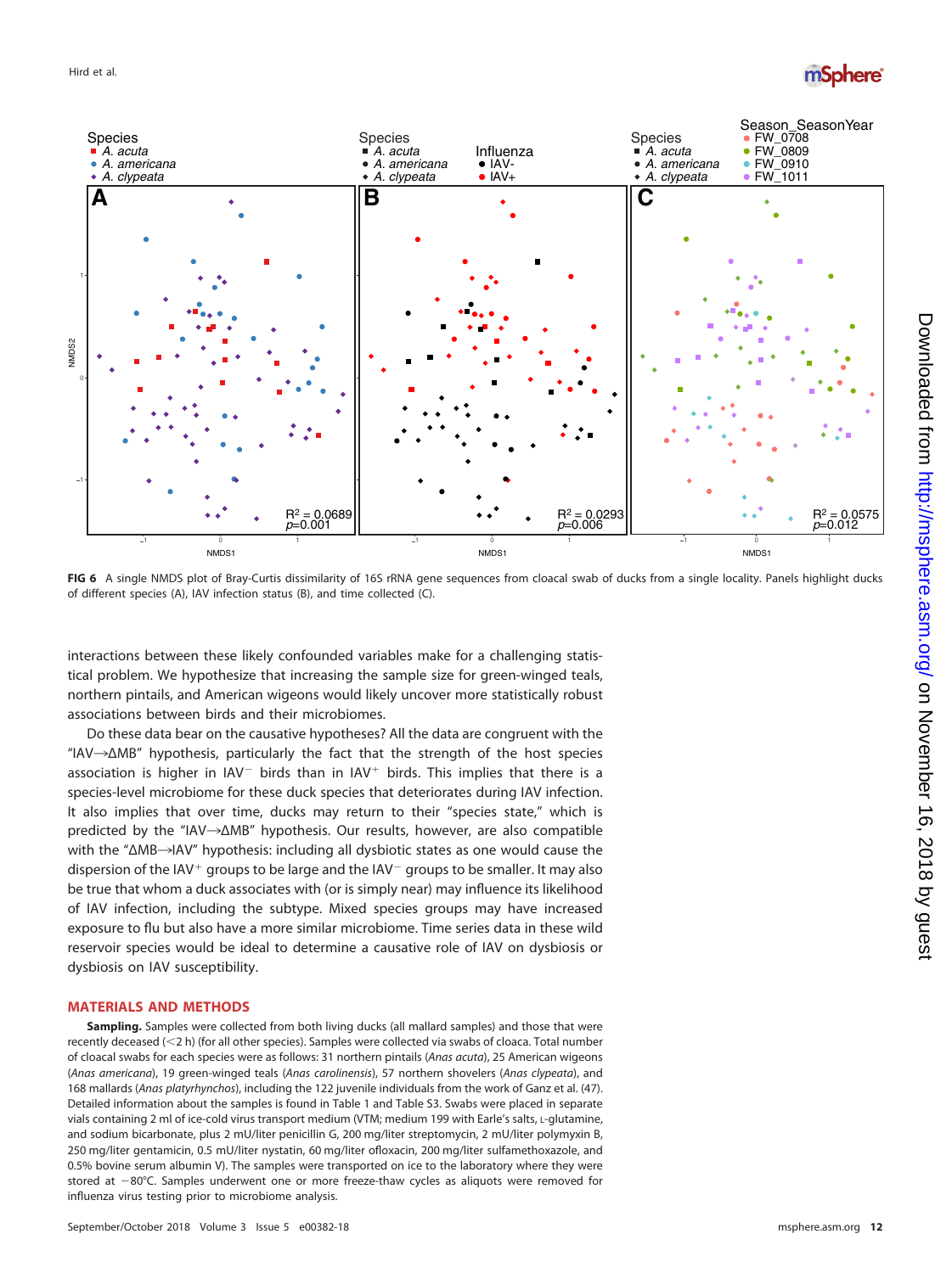FIG 6 A single NMDS plot of Bray-Curtis dissimilarity of 16S rRNA gene sequences from cloacal swab of ducks from a single locality. Panels highlight ducks of different species (A), IAV infection status (B), and time collected (C).

interactions between these likely confounded variables make for a challenging statistical problem. We hypothesize that increasing the sample size for green-winged teals, northern pintails, and American wigeons would likely uncover more statistically robust associations between birds and their microbiomes.

Do these data bear on the causative hypotheses? All the data are congruent with the "IAV→ΔMB" hypothesis, particularly the fact that the strength of the host species association is higher in IAV$^-$ birds than in IAV$^+$ birds. This implies that there is a species-level microbiome for these duck species that deteriorates during IAV infection. It also implies that over time, ducks may return to their "species state," which is predicted by the "IAV→ΔMB" hypothesis. Our results, however, are also compatible with the "ΔMB→IAV" hypothesis: including all dysbiotic states as one would cause the dispersion of the IAV$^+$ groups to be large and the IAV$^-$ groups to be smaller. It may also be true that whom a duck associates with (or is simply near) may influence its likelihood of IAV infection, including the subtype. Mixed species groups may have increased exposure to flu but also have a more similar microbiome. Time series data in these wild reservoir species would be ideal to determine a causative role of IAV on dysbiosis or dysbiosis on IAV susceptibility.

## MATERIALS AND METHODS

**Sampling.** Samples were collected from both living ducks (all mallard samples) and those that were recently deceased (<2 h) (for all other species). Samples were collected via swabs of cloaca. Total number of cloacal swabs for each species were as follows: 31 northern pintails (*Anas acuta*), 25 American wigeons (*Anas americana*), 19 green-winged teals (*Anas carolinensis*), 57 northern shovelers (*Anas clypeata*), and 168 mallards (*Anas platyrhynchos*), including the 122 juvenile individuals from the work of Ganz et al. (47). Detailed information about the samples is found in Table 1 and Table S3. Swabs were placed in separate vials containing 2 ml of ice-cold virus transport medium (VTM; medium 199 with Earle's salts, L-glutamine, and sodium bicarbonate, plus 2 mU/liter penicillin G, 200 mg/liter streptomycin, 2 mU/liter polymyxin B, 250 mg/liter gentamicin, 0.5 mU/liter nystatin, 60 mg/liter ofloxacin, 200 mg/liter sulfamethoxazole, and 0.5% bovine serum albumin V). The samples were transported on ice to the laboratory where they were stored at −80°C. Samples underwent one or more freeze-thaw cycles as aliquots were removed for influenza virus testing prior to microbiome analysis.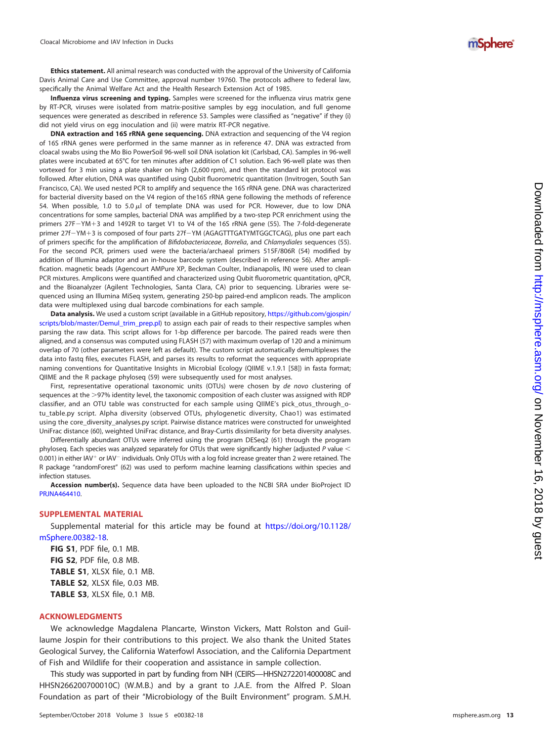**Ethics statement.** All animal research was conducted with the approval of the University of California Davis Animal Care and Use Committee, approval number 19760. The protocols adhere to federal law, specifically the Animal Welfare Act and the Health Research Extension Act of 1985.

**Influenza virus screening and typing.** Samples were screened for the influenza virus matrix gene by RT-PCR, viruses were isolated from matrix-positive samples by egg inoculation, and full genome sequences were generated as described in reference 53. Samples were classified as "negative" if they (i) did not yield virus on egg inoculation and (ii) were matrix RT-PCR negative.

**DNA extraction and 16S rRNA gene sequencing.** DNA extraction and sequencing of the V4 region of 16S rRNA genes were performed in the same manner as in reference 47. DNA was extracted from cloacal swabs using the Mo Bio PowerSoil 96-well soil DNA isolation kit (Carlsbad, CA). Samples in 96-well plates were incubated at 65°C for ten minutes after addition of C1 solution. Each 96-well plate was then vortexed for 3 min using a plate shaker on high (2,600 rpm), and then the standard kit protocol was followed. After elution, DNA was quantified using Qubit fluorometric quantitation (Invitrogen, South San Francisco, CA). We used nested PCR to amplify and sequence the 16S rRNA gene. DNA was characterized for bacterial diversity based on the V4 region of the16S rRNA gene following the methods of reference 54. When possible, 1.0 to 5.0 $\mu$l of template DNA was used for PCR. However, due to low DNA concentrations for some samples, bacterial DNA was amplified by a two-step PCR enrichment using the primers 27F−YM+3 and 1492R to target V1 to V4 of the 16S rRNA gene (55). The 7-fold-degenerate primer 27f−YM+3 is composed of four parts 27f−YM (AGAGTTTGATYMTGGCTCAG), plus one part each of primers specific for the amplification of *Bifidobacteriaceae*, *Borrelia*, and *Chlamydiales* sequences (55). For the second PCR, primers used were the bacteria/archaeal primers 515F/806R (54) modified by addition of Illumina adaptor and an in-house barcode system (described in reference 56). After amplification. magnetic beads (Agencourt AMPure XP, Beckman Coulter, Indianapolis, IN) were used to clean PCR mixtures. Amplicons were quantified and characterized using Qubit fluorometric quantitation, qPCR, and the Bioanalyzer (Agilent Technologies, Santa Clara, CA) prior to sequencing. Libraries were sequenced using an Illumina MiSeq system, generating 250-bp paired-end amplicon reads. The amplicon data were multiplexed using dual barcode combinations for each sample.

**Data analysis.** We used a custom script (available in a GitHub repository, https://github.com/gjospin/scripts/blob/master/Demul_trim_prep.pl) to assign each pair of reads to their respective samples when parsing the raw data. This script allows for 1-bp difference per barcode. The paired reads were then aligned, and a consensus was computed using FLASH (57) with maximum overlap of 120 and a minimum overlap of 70 (other parameters were left as default). The custom script automatically demultiplexes the data into fastq files, executes FLASH, and parses its results to reformat the sequences with appropriate naming conventions for Quantitative Insights in Microbial Ecology (QIIME v.1.9.1 [58]) in fasta format; QIIME and the R package phyloseq (59) were subsequently used for most analyses.

First, representative operational taxonomic units (OTUs) were chosen by *de novo* clustering of sequences at the >97% identity level, the taxonomic composition of each cluster was assigned with RDP classifier, and an OTU table was constructed for each sample using QIIME's pick_otus_through_otu_table.py script. Alpha diversity (observed OTUs, phylogenetic diversity, Chao1) was estimated using the core_diversity_analyses.py script. Pairwise distance matrices were constructed for unweighted UniFrac distance (60), weighted UniFrac distance, and Bray-Curtis dissimilarity for beta diversity analyses.

Differentially abundant OTUs were inferred using the program DESeq2 (61) through the program phyloseq. Each species was analyzed separately for OTUs that were significantly higher (adjusted $P$ value < 0.001) in either IAV$^+$ or IAV$^-$ individuals. Only OTUs with a log fold increase greater than 2 were retained. The R package "randomForest" (62) was used to perform machine learning classifications within species and infection statuses.

**Accession number(s).** Sequence data have been uploaded to the NCBI SRA under BioProject ID PRJNA464410.

## SUPPLEMENTAL MATERIAL

Supplemental material for this article may be found at https://doi.org/10.1128/mSphere.00382-18.

**FIG S1**, PDF file, 0.1 MB.
**FIG S2**, PDF file, 0.8 MB.
**TABLE S1**, XLSX file, 0.1 MB.
**TABLE S2**, XLSX file, 0.03 MB.
**TABLE S3**, XLSX file, 0.1 MB.

## ACKNOWLEDGMENTS

We acknowledge Magdalena Plancarte, Winston Vickers, Matt Rolston and Guillaume Jospin for their contributions to this project. We also thank the United States Geological Survey, the California Waterfowl Association, and the California Department of Fish and Wildlife for their cooperation and assistance in sample collection.

This study was supported in part by funding from NIH (CEIRS—HHSN272201400008C and HHSN266200700010C) (W.M.B.) and by a grant to J.A.E. from the Alfred P. Sloan Foundation as part of their "Microbiology of the Built Environment" program. S.M.H.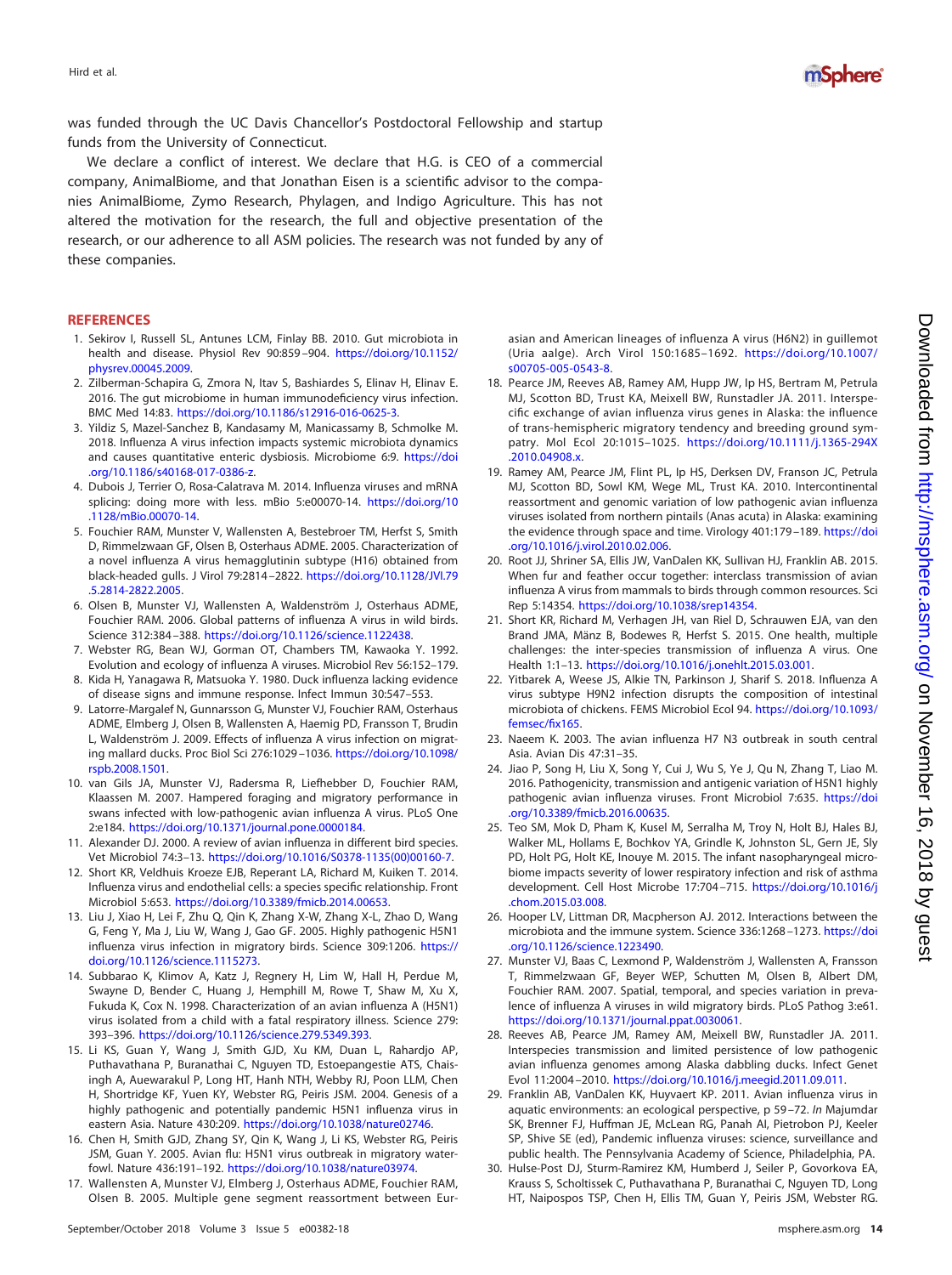was funded through the UC Davis Chancellor's Postdoctoral Fellowship and startup funds from the University of Connecticut.

We declare a conflict of interest. We declare that H.G. is CEO of a commercial company, AnimalBiome, and that Jonathan Eisen is a scientific advisor to the companies AnimalBiome, Zymo Research, Phylagen, and Indigo Agriculture. This has not altered the motivation for the research, the full and objective presentation of the research, or our adherence to all ASM policies. The research was not funded by any of these companies.

## REFERENCES

1. Sekirov I, Russell SL, Antunes LCM, Finlay BB. 2010. Gut microbiota in health and disease. Physiol Rev 90:859–904. https://doi.org/10.1152/physrev.00045.2009.
2. Zilberman-Schapira G, Zmora N, Itav S, Bashiardes S, Elinav H, Elinav E. 2016. The gut microbiome in human immunodeficiency virus infection. BMC Med 14:83. https://doi.org/10.1186/s12916-016-0625-3.
3. Yildiz S, Mazel-Sanchez B, Kandasamy M, Manicassamy B, Schmolke M. 2018. Influenza A virus infection impacts systemic microbiota dynamics and causes quantitative enteric dysbiosis. Microbiome 6:9. https://doi.org/10.1186/s40168-017-0386-z.
4. Dubois J, Terrier O, Rosa-Calatrava M. 2014. Influenza viruses and mRNA splicing: doing more with less. mBio 5:e00070-14. https://doi.org/10.1128/mBio.00070-14.
5. Fouchier RAM, Munster V, Wallensten A, Bestebroer TM, Herfst S, Smith D, Rimmelzwaan GF, Olsen B, Osterhaus ADME. 2005. Characterization of a novel influenza A virus hemagglutinin subtype (H16) obtained from black-headed gulls. J Virol 79:2814–2822. https://doi.org/10.1128/JVI.79.5.2814-2822.2005.
6. Olsen B, Munster VJ, Wallensten A, Waldenström J, Osterhaus ADME, Fouchier RAM. 2006. Global patterns of influenza A virus in wild birds. Science 312:384–388. https://doi.org/10.1126/science.1122438.
7. Webster RG, Bean WJ, Gorman OT, Chambers TM, Kawaoka Y. 1992. Evolution and ecology of influenza A viruses. Microbiol Rev 56:152–179.
8. Kida H, Yanagawa R, Matsuoka Y. 1980. Duck influenza lacking evidence of disease signs and immune response. Infect Immun 30:547–553.
9. Latorre-Margalef N, Gunnarsson G, Munster VJ, Fouchier RAM, Osterhaus ADME, Elmberg J, Olsen B, Wallensten A, Haemig PD, Fransson T, Brudin L, Waldenström J. 2009. Effects of influenza A virus infection on migrating mallard ducks. Proc Biol Sci 276:1029–1036. https://doi.org/10.1098/rspb.2008.1501.
10. van Gils JA, Munster VJ, Radersma R, Liefhebber D, Fouchier RAM, Klaassen M. 2007. Hampered foraging and migratory performance in swans infected with low-pathogenic avian influenza A virus. PLoS One 2:e184. https://doi.org/10.1371/journal.pone.0000184.
11. Alexander DJ. 2000. A review of avian influenza in different bird species. Vet Microbiol 74:3–13. https://doi.org/10.1016/S0378-1135(00)00160-7.
12. Short KR, Veldhuis Kroeze EJB, Reperant LA, Richard M, Kuiken T. 2014. Influenza virus and endothelial cells: a species specific relationship. Front Microbiol 5:653. https://doi.org/10.3389/fmicb.2014.00653.
13. Liu J, Xiao H, Lei F, Zhu Q, Qin K, Zhang X-W, Zhang X-L, Zhao D, Wang G, Feng Y, Ma J, Liu W, Wang J, Gao GF. 2005. Highly pathogenic H5N1 influenza virus infection in migratory birds. Science 309:1206. https://doi.org/10.1126/science.1115273.
14. Subbarao K, Klimov A, Katz J, Regnery H, Lim W, Hall H, Perdue M, Swayne D, Bender C, Huang J, Hemphill M, Rowe T, Shaw M, Xu X, Fukuda K, Cox N. 1998. Characterization of an avian influenza A (H5N1) virus isolated from a child with a fatal respiratory illness. Science 279:393–396. https://doi.org/10.1126/science.279.5349.393.
15. Li KS, Guan Y, Wang J, Smith GJD, Xu KM, Duan L, Rahardjo AP, Puthavathana P, Buranathai C, Nguyen TD, Estoepangestie ATS, Chaisingh A, Auewarakul P, Long HT, Hanh NTH, Webby RJ, Poon LLM, Chen H, Shortridge KF, Yuen KY, Webster RG, Peiris JSM. 2004. Genesis of a highly pathogenic and potentially pandemic H5N1 influenza virus in eastern Asia. Nature 430:209. https://doi.org/10.1038/nature02746.
16. Chen H, Smith GJD, Zhang SY, Qin K, Wang J, Li KS, Webster RG, Peiris JSM, Guan Y. 2005. Avian flu: H5N1 virus outbreak in migratory waterfowl. Nature 436:191–192. https://doi.org/10.1038/nature03974.
17. Wallensten A, Munster VJ, Elmberg J, Osterhaus ADME, Fouchier RAM, Olsen B. 2005. Multiple gene segment reassortment between Eurasian and American lineages of influenza A virus (H6N2) in guillemot (Uria aalge). Arch Virol 150:1685–1692. https://doi.org/10.1007/s00705-005-0543-8.
18. Pearce JM, Reeves AB, Ramey AM, Hupp JW, Ip HS, Bertram M, Petrula MJ, Scotton BD, Trust KA, Meixell BW, Runstadler JA. 2011. Interspecific exchange of avian influenza virus genes in Alaska: the influence of trans-hemispheric migratory tendency and breeding ground sympatry. Mol Ecol 20:1015–1025. https://doi.org/10.1111/j.1365-294X.2010.04908.x.
19. Ramey AM, Pearce JM, Flint PL, Ip HS, Derksen DV, Franson JC, Petrula MJ, Scotton BD, Sowl KM, Wege ML, Trust KA. 2010. Intercontinental reassortment and genomic variation of low pathogenic avian influenza viruses isolated from northern pintails (Anas acuta) in Alaska: examining the evidence through space and time. Virology 401:179–189. https://doi.org/10.1016/j.virol.2010.02.006.
20. Root JJ, Shriner SA, Ellis JW, VanDalen KK, Sullivan HJ, Franklin AB. 2015. When fur and feather occur together: interclass transmission of avian influenza A virus from mammals to birds through common resources. Sci Rep 5:14354. https://doi.org/10.1038/srep14354.
21. Short KR, Richard M, Verhagen JH, van Riel D, Schrauwen EJA, van den Brand JMA, Mänz B, Bodewes R, Herfst S. 2015. One health, multiple challenges: the inter-species transmission of influenza A virus. One Health 1:1–13. https://doi.org/10.1016/j.onehlt.2015.03.001.
22. Yitbarek A, Weese JS, Alkie TN, Parkinson J, Sharif S. 2018. Influenza A virus subtype H9N2 infection disrupts the composition of intestinal microbiota of chickens. FEMS Microbiol Ecol 94. https://doi.org/10.1093/femsec/fix165.
23. Naeem K. 2003. The avian influenza H7 N3 outbreak in south central Asia. Avian Dis 47:31–35.
24. Jiao P, Song H, Liu X, Song Y, Cui J, Wu S, Ye J, Qu N, Zhang T, Liao M. 2016. Pathogenicity, transmission and antigenic variation of H5N1 highly pathogenic avian influenza viruses. Front Microbiol 7:635. https://doi.org/10.3389/fmicb.2016.00635.
25. Teo SM, Mok D, Pham K, Kusel M, Serralha M, Troy N, Holt BJ, Hales BJ, Walker ML, Hollams E, Bochkov YA, Grindle K, Johnston SL, Gern JE, Sly PD, Holt PG, Holt KE, Inouye M. 2015. The infant nasopharyngeal microbiome impacts severity of lower respiratory infection and risk of asthma development. Cell Host Microbe 17:704–715. https://doi.org/10.1016/j.chom.2015.03.008.
26. Hooper LV, Littman DR, Macpherson AJ. 2012. Interactions between the microbiota and the immune system. Science 336:1268–1273. https://doi.org/10.1126/science.1223490.
27. Munster VJ, Baas C, Lexmond P, Waldenström J, Wallensten A, Fransson T, Rimmelzwaan GF, Beyer WEP, Schutten M, Olsen B, Albert DM, Fouchier RAM. 2007. Spatial, temporal, and species variation in prevalence of influenza A viruses in wild migratory birds. PLoS Pathog 3:e61. https://doi.org/10.1371/journal.ppat.0030061.
28. Reeves AB, Pearce JM, Ramey AM, Meixell BW, Runstadler JA. 2011. Interspecies transmission and limited persistence of low pathogenic avian influenza genomes among Alaska dabbling ducks. Infect Genet Evol 11:2004–2010. https://doi.org/10.1016/j.meegid.2011.09.011.
29. Franklin AB, VanDalen KK, Huyvaert KP. 2011. Avian influenza virus in aquatic environments: an ecological perspective, p 59–72. *In* Majumdar SK, Brenner FJ, Huffman JE, McLean RG, Panah AI, Pietrobon PJ, Keeler SP, Shive SE (ed), Pandemic influenza viruses: science, surveillance and public health. The Pennsylvania Academy of Science, Philadelphia, PA.
30. Hulse-Post DJ, Sturm-Ramirez KM, Humberd J, Seiler P, Govorkova EA, Krauss S, Scholtissek C, Puthavathana P, Buranathai C, Nguyen TD, Long HT, Naipospos TSP, Chen H, Ellis TM, Guan Y, Peiris JSM, Webster RG.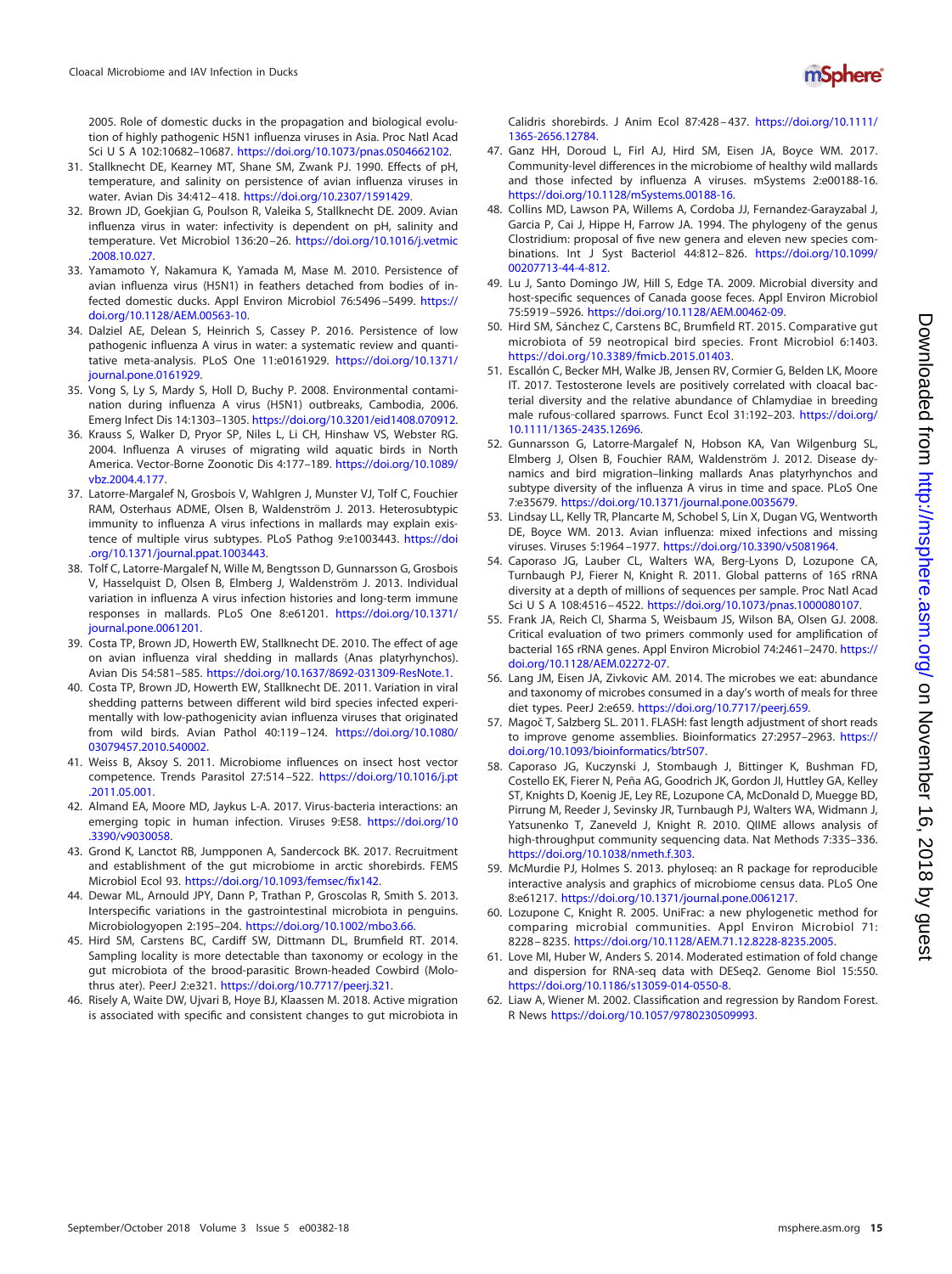2005. Role of domestic ducks in the propagation and biological evolution of highly pathogenic H5N1 influenza viruses in Asia. Proc Natl Acad Sci U S A 102:10682–10687. https://doi.org/10.1073/pnas.0504662102.

31. Stallknecht DE, Kearney MT, Shane SM, Zwank PJ. 1990. Effects of pH, temperature, and salinity on persistence of avian influenza viruses in water. Avian Dis 34:412–418. https://doi.org/10.2307/1591429.
32. Brown JD, Goekjian G, Poulson R, Valeika S, Stallknecht DE. 2009. Avian influenza virus in water: infectivity is dependent on pH, salinity and temperature. Vet Microbiol 136:20–26. https://doi.org/10.1016/j.vetmic.2008.10.027.
33. Yamamoto Y, Nakamura K, Yamada M, Mase M. 2010. Persistence of avian influenza virus (H5N1) in feathers detached from bodies of infected domestic ducks. Appl Environ Microbiol 76:5496–5499. https://doi.org/10.1128/AEM.00563-10.
34. Dalziel AE, Delean S, Heinrich S, Cassey P. 2016. Persistence of low pathogenic influenza A virus in water: a systematic review and quantitative meta-analysis. PLoS One 11:e0161929. https://doi.org/10.1371/journal.pone.0161929.
35. Vong S, Ly S, Mardy S, Holl D, Buchy P. 2008. Environmental contamination during influenza A virus (H5N1) outbreaks, Cambodia, 2006. Emerg Infect Dis 14:1303–1305. https://doi.org/10.3201/eid1408.070912.
36. Krauss S, Walker D, Pryor SP, Niles L, Li CH, Hinshaw VS, Webster RG. 2004. Influenza A viruses of migrating wild aquatic birds in North America. Vector-Borne Zoonotic Dis 4:177–189. https://doi.org/10.1089/vbz.2004.4.177.
37. Latorre-Margalef N, Grosbois V, Wahlgren J, Munster VJ, Tolf C, Fouchier RAM, Osterhaus ADME, Olsen B, Waldenström J. 2013. Heterosubtypic immunity to influenza A virus infections in mallards may explain existence of multiple virus subtypes. PLoS Pathog 9:e1003443. https://doi.org/10.1371/journal.ppat.1003443.
38. Tolf C, Latorre-Margalef N, Wille M, Bengtsson D, Gunnarsson G, Grosbois V, Hasselquist D, Olsen B, Elmberg J, Waldenström J. 2013. Individual variation in influenza A virus infection histories and long-term immune responses in mallards. PLoS One 8:e61201. https://doi.org/10.1371/journal.pone.0061201.
39. Costa TP, Brown JD, Howerth EW, Stallknecht DE. 2010. The effect of age on avian influenza viral shedding in mallards (Anas platyrhynchos). Avian Dis 54:581–585. https://doi.org/10.1637/8692-031309-ResNote.1.
40. Costa TP, Brown JD, Howerth EW, Stallknecht DE. 2011. Variation in viral shedding patterns between different wild bird species infected experimentally with low-pathogenicity avian influenza viruses that originated from wild birds. Avian Pathol 40:119–124. https://doi.org/10.1080/03079457.2010.540002.
41. Weiss B, Aksoy S. 2011. Microbiome influences on insect host vector competence. Trends Parasitol 27:514–522. https://doi.org/10.1016/j.pt.2011.05.001.
42. Almand EA, Moore MD, Jaykus L-A. 2017. Virus-bacteria interactions: an emerging topic in human infection. Viruses 9:E58. https://doi.org/10.3390/v9030058.
43. Grond K, Lanctot RB, Jumpponen A, Sandercock BK. 2017. Recruitment and establishment of the gut microbiome in arctic shorebirds. FEMS Microbiol Ecol 93. https://doi.org/10.1093/femsec/fix142.
44. Dewar ML, Arnould JPY, Dann P, Trathan P, Groscolas R, Smith S. 2013. Interspecific variations in the gastrointestinal microbiota in penguins. Microbiologyopen 2:195–204. https://doi.org/10.1002/mbo3.66.
45. Hird SM, Carstens BC, Cardiff SW, Dittmann DL, Brumfield RT. 2014. Sampling locality is more detectable than taxonomy or ecology in the gut microbiota of the brood-parasitic Brown-headed Cowbird (Molothrus ater). PeerJ 2:e321. https://doi.org/10.7717/peerj.321.
46. Risely A, Waite DW, Ujvari B, Hoye BJ, Klaassen M. 2018. Active migration is associated with specific and consistent changes to gut microbiota in Calidris shorebirds. J Anim Ecol 87:428–437. https://doi.org/10.1111/1365-2656.12784.
47. Ganz HH, Doroud L, Firl AJ, Hird SM, Eisen JA, Boyce WM. 2017. Community-level differences in the microbiome of healthy wild mallards and those infected by influenza A viruses. mSystems 2:e00188-16. https://doi.org/10.1128/mSystems.00188-16.
48. Collins MD, Lawson PA, Willems A, Cordoba JJ, Fernandez-Garayzabal J, Garcia P, Cai J, Hippe H, Farrow JA. 1994. The phylogeny of the genus Clostridium: proposal of five new genera and eleven new species combinations. Int J Syst Bacteriol 44:812–826. https://doi.org/10.1099/00207713-44-4-812.
49. Lu J, Santo Domingo JW, Hill S, Edge TA. 2009. Microbial diversity and host-specific sequences of Canada goose feces. Appl Environ Microbiol 75:5919–5926. https://doi.org/10.1128/AEM.00462-09.
50. Hird SM, Sánchez C, Carstens BC, Brumfield RT. 2015. Comparative gut microbiota of 59 neotropical bird species. Front Microbiol 6:1403. https://doi.org/10.3389/fmicb.2015.01403.
51. Escallón C, Becker MH, Walke JB, Jensen RV, Cormier G, Belden LK, Moore IT. 2017. Testosterone levels are positively correlated with cloacal bacterial diversity and the relative abundance of Chlamydiae in breeding male rufous-collared sparrows. Funct Ecol 31:192–203. https://doi.org/10.1111/1365-2435.12696.
52. Gunnarsson G, Latorre-Margalef N, Hobson KA, Van Wilgenburg SL, Elmberg J, Olsen B, Fouchier RAM, Waldenström J. 2012. Disease dynamics and bird migration–linking mallards Anas platyrhynchos and subtype diversity of the influenza A virus in time and space. PLoS One 7:e35679. https://doi.org/10.1371/journal.pone.0035679.
53. Lindsay LL, Kelly TR, Plancarte M, Schobel S, Lin X, Dugan VG, Wentworth DE, Boyce WM. 2013. Avian influenza: mixed infections and missing viruses. Viruses 5:1964–1977. https://doi.org/10.3390/v5081964.
54. Caporaso JG, Lauber CL, Walters WA, Berg-Lyons D, Lozupone CA, Turnbaugh PJ, Fierer N, Knight R. 2011. Global patterns of 16S rRNA diversity at a depth of millions of sequences per sample. Proc Natl Acad Sci U S A 108:4516–4522. https://doi.org/10.1073/pnas.1000080107.
55. Frank JA, Reich CI, Sharma S, Weisbaum JS, Wilson BA, Olsen GJ. 2008. Critical evaluation of two primers commonly used for amplification of bacterial 16S rRNA genes. Appl Environ Microbiol 74:2461–2470. https://doi.org/10.1128/AEM.02272-07.
56. Lang JM, Eisen JA, Zivkovic AM. 2014. The microbes we eat: abundance and taxonomy of microbes consumed in a day's worth of meals for three diet types. PeerJ 2:e659. https://doi.org/10.7717/peerj.659.
57. Magoč T, Salzberg SL. 2011. FLASH: fast length adjustment of short reads to improve genome assemblies. Bioinformatics 27:2957–2963. https://doi.org/10.1093/bioinformatics/btr507.
58. Caporaso JG, Kuczynski J, Stombaugh J, Bittinger K, Bushman FD, Costello EK, Fierer N, Peña AG, Goodrich JK, Gordon JI, Huttley GA, Kelley ST, Knights D, Koenig JE, Ley RE, Lozupone CA, McDonald D, Muegge BD, Pirrung M, Reeder J, Sevinsky JR, Turnbaugh PJ, Walters WA, Widmann J, Yatsunenko T, Zaneveld J, Knight R. 2010. QIIME allows analysis of high-throughput community sequencing data. Nat Methods 7:335–336. https://doi.org/10.1038/nmeth.f.303.
59. McMurdie PJ, Holmes S. 2013. phyloseq: an R package for reproducible interactive analysis and graphics of microbiome census data. PLoS One 8:e61217. https://doi.org/10.1371/journal.pone.0061217.
60. Lozupone C, Knight R. 2005. UniFrac: a new phylogenetic method for comparing microbial communities. Appl Environ Microbiol 71:8228–8235. https://doi.org/10.1128/AEM.71.12.8228-8235.2005.
61. Love MI, Huber W, Anders S. 2014. Moderated estimation of fold change and dispersion for RNA-seq data with DESeq2. Genome Biol 15:550. https://doi.org/10.1186/s13059-014-0550-8.
62. Liaw A, Wiener M. 2002. Classification and regression by Random Forest. R News https://doi.org/10.1057/9780230509993.